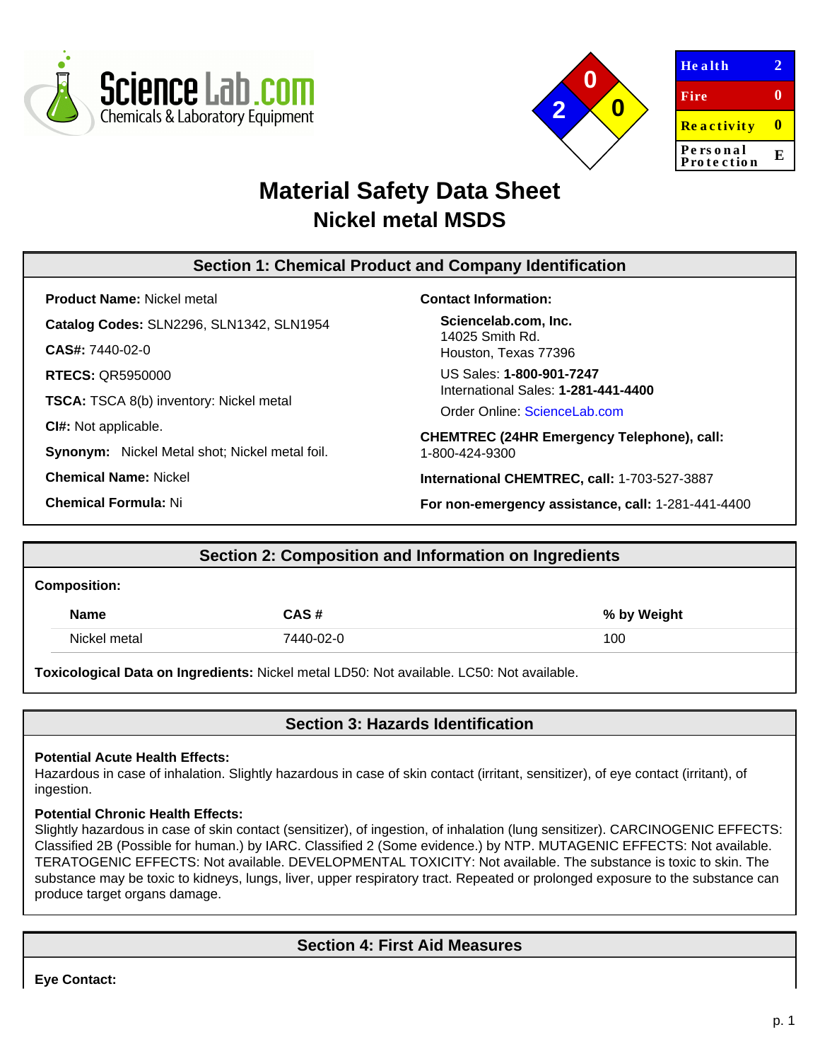ScienceLab.com
Chemicals & Laboratory Equipment

| Health | 2 |
|---|---|
| Fire | 0 |
| Reactivity | 0 |
| Personal Protection | E |

# Material Safety Data Sheet
## Nickel metal MSDS

## Section 1: Chemical Product and Company Identification

**Product Name:** Nickel metal

**Catalog Codes:** SLN2296, SLN1342, SLN1954

**CAS#:** 7440-02-0

**RTECS:** QR5950000

**TSCA:** TSCA 8(b) inventory: Nickel metal

**CI#:** Not applicable.

**Synonym:** Nickel Metal shot; Nickel metal foil.

**Chemical Name:** Nickel

**Chemical Formula:** Ni

**Contact Information:**

**Sciencelab.com, Inc.**
14025 Smith Rd.
Houston, Texas 77396

US Sales: **1-800-901-7247**
International Sales: **1-281-441-4400**

Order Online: ScienceLab.com

**CHEMTREC (24HR Emergency Telephone), call:**
1-800-424-9300

**International CHEMTREC, call:** 1-703-527-3887

**For non-emergency assistance, call:** 1-281-441-4400

## Section 2: Composition and Information on Ingredients

**Composition:**

| Name | CAS # | % by Weight |
|---|---|---|
| Nickel metal | 7440-02-0 | 100 |

**Toxicological Data on Ingredients:** Nickel metal LD50: Not available. LC50: Not available.

## Section 3: Hazards Identification

**Potential Acute Health Effects:**
Hazardous in case of inhalation. Slightly hazardous in case of skin contact (irritant, sensitizer), of eye contact (irritant), of ingestion.

**Potential Chronic Health Effects:**
Slightly hazardous in case of skin contact (sensitizer), of ingestion, of inhalation (lung sensitizer). CARCINOGENIC EFFECTS: Classified 2B (Possible for human.) by IARC. Classified 2 (Some evidence.) by NTP. MUTAGENIC EFFECTS: Not available. TERATOGENIC EFFECTS: Not available. DEVELOPMENTAL TOXICITY: Not available. The substance is toxic to skin. The substance may be toxic to kidneys, lungs, liver, upper respiratory tract. Repeated or prolonged exposure to the substance can produce target organs damage.

## Section 4: First Aid Measures

**Eye Contact:**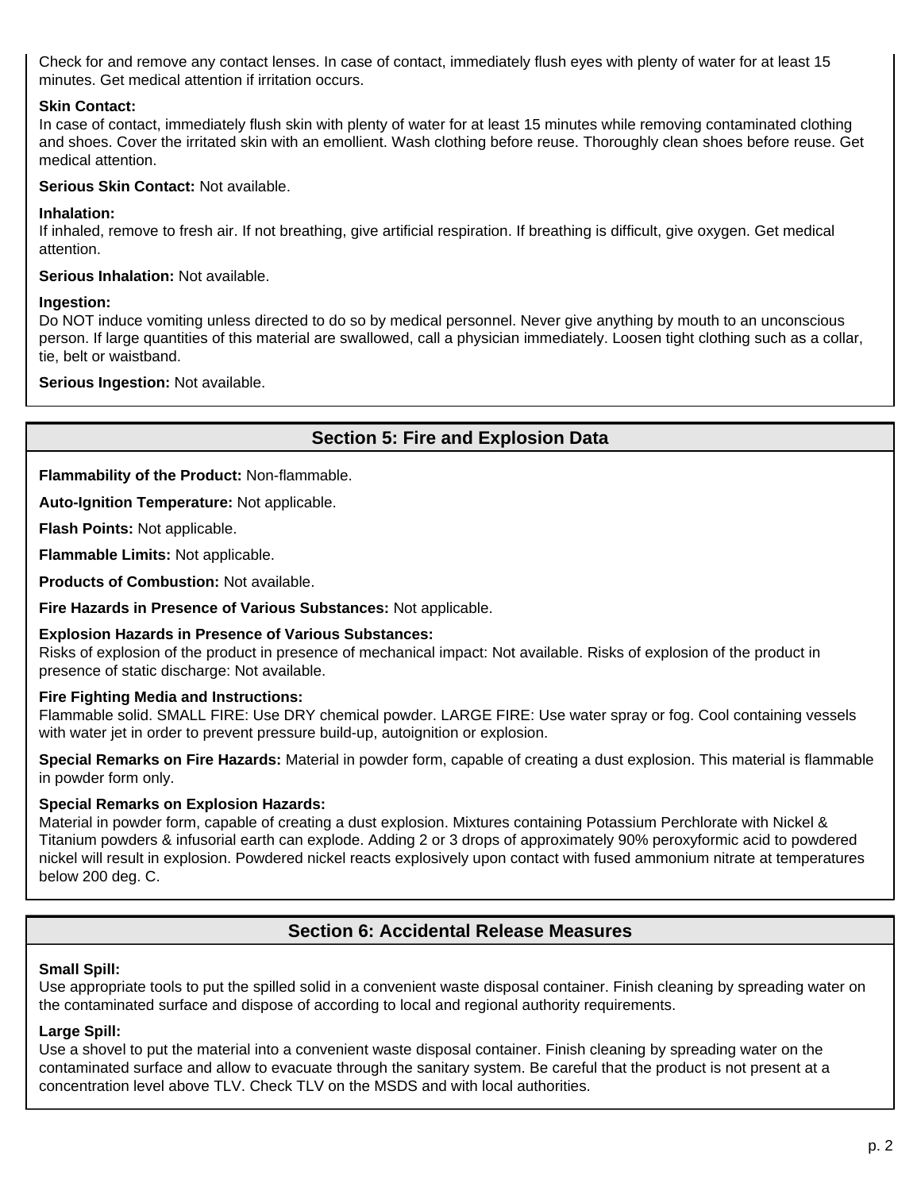Check for and remove any contact lenses. In case of contact, immediately flush eyes with plenty of water for at least 15 minutes. Get medical attention if irritation occurs.

**Skin Contact:**
In case of contact, immediately flush skin with plenty of water for at least 15 minutes while removing contaminated clothing and shoes. Cover the irritated skin with an emollient. Wash clothing before reuse. Thoroughly clean shoes before reuse. Get medical attention.

**Serious Skin Contact:** Not available.

**Inhalation:**
If inhaled, remove to fresh air. If not breathing, give artificial respiration. If breathing is difficult, give oxygen. Get medical attention.

**Serious Inhalation:** Not available.

**Ingestion:**
Do NOT induce vomiting unless directed to do so by medical personnel. Never give anything by mouth to an unconscious person. If large quantities of this material are swallowed, call a physician immediately. Loosen tight clothing such as a collar, tie, belt or waistband.

**Serious Ingestion:** Not available.

## Section 5: Fire and Explosion Data

**Flammability of the Product:** Non-flammable.

**Auto-Ignition Temperature:** Not applicable.

**Flash Points:** Not applicable.

**Flammable Limits:** Not applicable.

**Products of Combustion:** Not available.

**Fire Hazards in Presence of Various Substances:** Not applicable.

**Explosion Hazards in Presence of Various Substances:**
Risks of explosion of the product in presence of mechanical impact: Not available. Risks of explosion of the product in presence of static discharge: Not available.

**Fire Fighting Media and Instructions:**
Flammable solid. SMALL FIRE: Use DRY chemical powder. LARGE FIRE: Use water spray or fog. Cool containing vessels with water jet in order to prevent pressure build-up, autoignition or explosion.

**Special Remarks on Fire Hazards:** Material in powder form, capable of creating a dust explosion. This material is flammable in powder form only.

**Special Remarks on Explosion Hazards:**
Material in powder form, capable of creating a dust explosion. Mixtures containing Potassium Perchlorate with Nickel & Titanium powders & infusorial earth can explode. Adding 2 or 3 drops of approximately 90% peroxyformic acid to powdered nickel will result in explosion. Powdered nickel reacts explosively upon contact with fused ammonium nitrate at temperatures below 200 deg. C.

## Section 6: Accidental Release Measures

**Small Spill:**
Use appropriate tools to put the spilled solid in a convenient waste disposal container. Finish cleaning by spreading water on the contaminated surface and dispose of according to local and regional authority requirements.

**Large Spill:**
Use a shovel to put the material into a convenient waste disposal container. Finish cleaning by spreading water on the contaminated surface and allow to evacuate through the sanitary system. Be careful that the product is not present at a concentration level above TLV. Check TLV on the MSDS and with local authorities.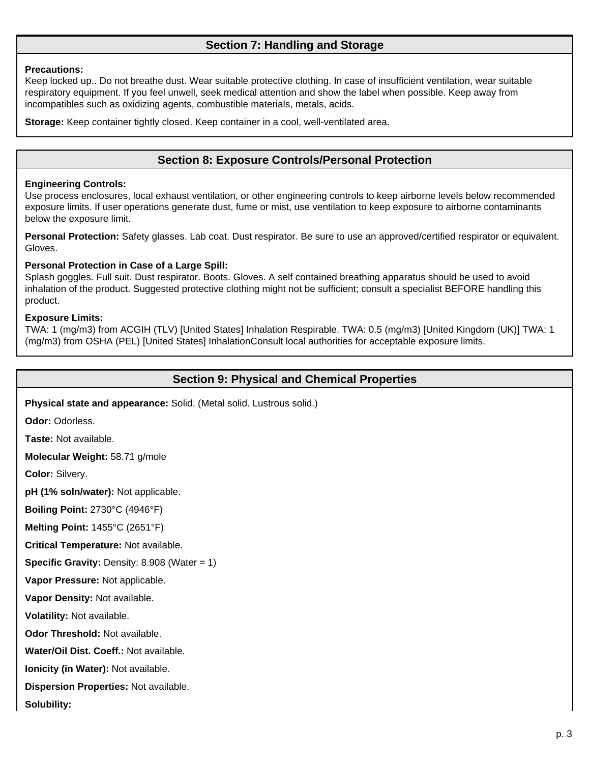## Section 7: Handling and Storage

**Precautions:**
Keep locked up.. Do not breathe dust. Wear suitable protective clothing. In case of insufficient ventilation, wear suitable respiratory equipment. If you feel unwell, seek medical attention and show the label when possible. Keep away from incompatibles such as oxidizing agents, combustible materials, metals, acids.

**Storage:** Keep container tightly closed. Keep container in a cool, well-ventilated area.

## Section 8: Exposure Controls/Personal Protection

**Engineering Controls:**
Use process enclosures, local exhaust ventilation, or other engineering controls to keep airborne levels below recommended exposure limits. If user operations generate dust, fume or mist, use ventilation to keep exposure to airborne contaminants below the exposure limit.

**Personal Protection:** Safety glasses. Lab coat. Dust respirator. Be sure to use an approved/certified respirator or equivalent. Gloves.

**Personal Protection in Case of a Large Spill:**
Splash goggles. Full suit. Dust respirator. Boots. Gloves. A self contained breathing apparatus should be used to avoid inhalation of the product. Suggested protective clothing might not be sufficient; consult a specialist BEFORE handling this product.

**Exposure Limits:**
TWA: 1 (mg/m3) from ACGIH (TLV) [United States] Inhalation Respirable. TWA: 0.5 (mg/m3) [United Kingdom (UK)] TWA: 1 (mg/m3) from OSHA (PEL) [United States] InhalationConsult local authorities for acceptable exposure limits.

## Section 9: Physical and Chemical Properties

**Physical state and appearance:** Solid. (Metal solid. Lustrous solid.)

**Odor:** Odorless.

**Taste:** Not available.

**Molecular Weight:** 58.71 g/mole

**Color:** Silvery.

**pH (1% soln/water):** Not applicable.

**Boiling Point:** 2730°C (4946°F)

**Melting Point:** 1455°C (2651°F)

**Critical Temperature:** Not available.

**Specific Gravity:** Density: 8.908 (Water = 1)

**Vapor Pressure:** Not applicable.

**Vapor Density:** Not available.

**Volatility:** Not available.

**Odor Threshold:** Not available.

**Water/Oil Dist. Coeff.:** Not available.

**Ionicity (in Water):** Not available.

**Dispersion Properties:** Not available.

**Solubility:**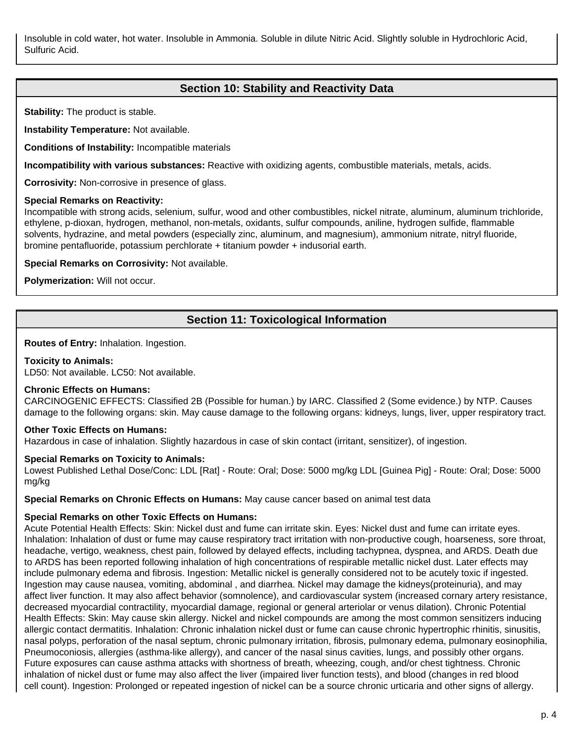Insoluble in cold water, hot water. Insoluble in Ammonia. Soluble in dilute Nitric Acid. Slightly soluble in Hydrochloric Acid, Sulfuric Acid.

## Section 10: Stability and Reactivity Data

**Stability:** The product is stable.

**Instability Temperature:** Not available.

**Conditions of Instability:** Incompatible materials

**Incompatibility with various substances:** Reactive with oxidizing agents, combustible materials, metals, acids.

**Corrosivity:** Non-corrosive in presence of glass.

**Special Remarks on Reactivity:**
Incompatible with strong acids, selenium, sulfur, wood and other combustibles, nickel nitrate, aluminum, aluminum trichloride, ethylene, p-dioxan, hydrogen, methanol, non-metals, oxidants, sulfur compounds, aniline, hydrogen sulfide, flammable solvents, hydrazine, and metal powders (especially zinc, aluminum, and magnesium), ammonium nitrate, nitryl fluoride, bromine pentafluoride, potassium perchlorate + titanium powder + indusorial earth.

**Special Remarks on Corrosivity:** Not available.

**Polymerization:** Will not occur.

## Section 11: Toxicological Information

**Routes of Entry:** Inhalation. Ingestion.

**Toxicity to Animals:**
LD50: Not available. LC50: Not available.

**Chronic Effects on Humans:**
CARCINOGENIC EFFECTS: Classified 2B (Possible for human.) by IARC. Classified 2 (Some evidence.) by NTP. Causes damage to the following organs: skin. May cause damage to the following organs: kidneys, lungs, liver, upper respiratory tract.

**Other Toxic Effects on Humans:**
Hazardous in case of inhalation. Slightly hazardous in case of skin contact (irritant, sensitizer), of ingestion.

**Special Remarks on Toxicity to Animals:**
Lowest Published Lethal Dose/Conc: LDL [Rat] - Route: Oral; Dose: 5000 mg/kg LDL [Guinea Pig] - Route: Oral; Dose: 5000 mg/kg

**Special Remarks on Chronic Effects on Humans:** May cause cancer based on animal test data

**Special Remarks on other Toxic Effects on Humans:**
Acute Potential Health Effects: Skin: Nickel dust and fume can irritate skin. Eyes: Nickel dust and fume can irritate eyes. Inhalation: Inhalation of dust or fume may cause respiratory tract irritation with non-productive cough, hoarseness, sore throat, headache, vertigo, weakness, chest pain, followed by delayed effects, including tachypnea, dyspnea, and ARDS. Death due to ARDS has been reported following inhalation of high concentrations of respirable metallic nickel dust. Later effects may include pulmonary edema and fibrosis. Ingestion: Metallic nickel is generally considered not to be acutely toxic if ingested. Ingestion may cause nausea, vomiting, abdominal , and diarrhea. Nickel may damage the kidneys(proteinuria), and may affect liver function. It may also affect behavior (somnolence), and cardiovascular system (increased cornary artery resistance, decreased myocardial contractility, myocardial damage, regional or general arteriolar or venus dilation). Chronic Potential Health Effects: Skin: May cause skin allergy. Nickel and nickel compounds are among the most common sensitizers inducing allergic contact dermatitis. Inhalation: Chronic inhalation nickel dust or fume can cause chronic hypertrophic rhinitis, sinusitis, nasal polyps, perforation of the nasal septum, chronic pulmonary irritation, fibrosis, pulmonary edema, pulmonary eosinophilia, Pneumoconiosis, allergies (asthma-like allergy), and cancer of the nasal sinus cavities, lungs, and possibly other organs. Future exposures can cause asthma attacks with shortness of breath, wheezing, cough, and/or chest tightness. Chronic inhalation of nickel dust or fume may also affect the liver (impaired liver function tests), and blood (changes in red blood cell count). Ingestion: Prolonged or repeated ingestion of nickel can be a source chronic urticaria and other signs of allergy.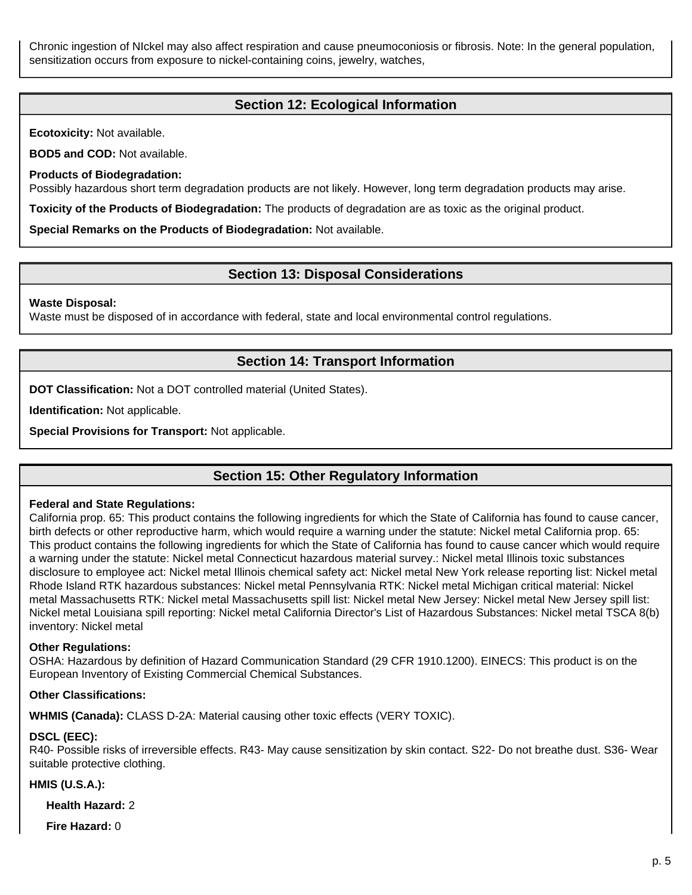Chronic ingestion of NIckel may also affect respiration and cause pneumoconiosis or fibrosis. Note: In the general population, sensitization occurs from exposure to nickel-containing coins, jewelry, watches,

## Section 12: Ecological Information

**Ecotoxicity:** Not available.

**BOD5 and COD:** Not available.

**Products of Biodegradation:**
Possibly hazardous short term degradation products are not likely. However, long term degradation products may arise.

**Toxicity of the Products of Biodegradation:** The products of degradation are as toxic as the original product.

**Special Remarks on the Products of Biodegradation:** Not available.

## Section 13: Disposal Considerations

**Waste Disposal:**
Waste must be disposed of in accordance with federal, state and local environmental control regulations.

## Section 14: Transport Information

**DOT Classification:** Not a DOT controlled material (United States).

**Identification:** Not applicable.

**Special Provisions for Transport:** Not applicable.

## Section 15: Other Regulatory Information

**Federal and State Regulations:**
California prop. 65: This product contains the following ingredients for which the State of California has found to cause cancer, birth defects or other reproductive harm, which would require a warning under the statute: Nickel metal California prop. 65: This product contains the following ingredients for which the State of California has found to cause cancer which would require a warning under the statute: Nickel metal Connecticut hazardous material survey.: Nickel metal Illinois toxic substances disclosure to employee act: Nickel metal Illinois chemical safety act: Nickel metal New York release reporting list: Nickel metal Rhode Island RTK hazardous substances: Nickel metal Pennsylvania RTK: Nickel metal Michigan critical material: Nickel metal Massachusetts RTK: Nickel metal Massachusetts spill list: Nickel metal New Jersey: Nickel metal New Jersey spill list: Nickel metal Louisiana spill reporting: Nickel metal California Director's List of Hazardous Substances: Nickel metal TSCA 8(b) inventory: Nickel metal

**Other Regulations:**
OSHA: Hazardous by definition of Hazard Communication Standard (29 CFR 1910.1200). EINECS: This product is on the European Inventory of Existing Commercial Chemical Substances.

**Other Classifications:**

**WHMIS (Canada):** CLASS D-2A: Material causing other toxic effects (VERY TOXIC).

**DSCL (EEC):**
R40- Possible risks of irreversible effects. R43- May cause sensitization by skin contact. S22- Do not breathe dust. S36- Wear suitable protective clothing.

**HMIS (U.S.A.):**

**Health Hazard:** 2

**Fire Hazard:** 0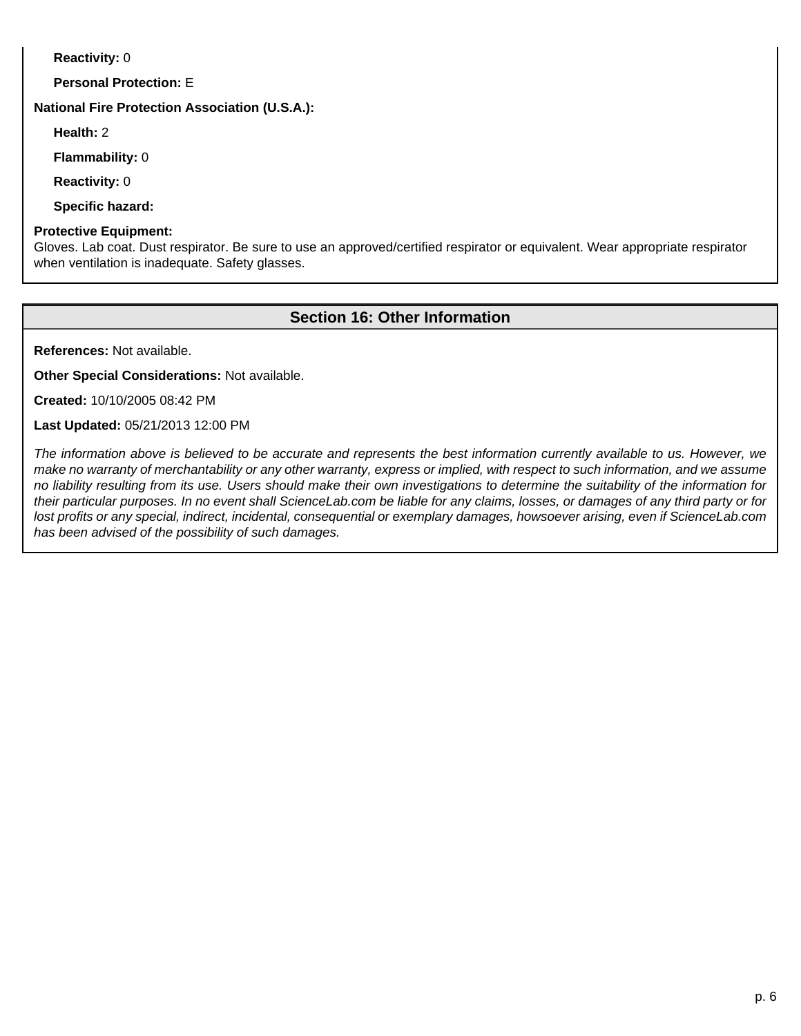**Reactivity:** 0

**Personal Protection:** E

**National Fire Protection Association (U.S.A.):**

**Health:** 2

**Flammability:** 0

**Reactivity:** 0

**Specific hazard:**

**Protective Equipment:**
Gloves. Lab coat. Dust respirator. Be sure to use an approved/certified respirator or equivalent. Wear appropriate respirator when ventilation is inadequate. Safety glasses.

## Section 16: Other Information

**References:** Not available.

**Other Special Considerations:** Not available.

**Created:** 10/10/2005 08:42 PM

**Last Updated:** 05/21/2013 12:00 PM

*The information above is believed to be accurate and represents the best information currently available to us. However, we make no warranty of merchantability or any other warranty, express or implied, with respect to such information, and we assume no liability resulting from its use. Users should make their own investigations to determine the suitability of the information for their particular purposes. In no event shall ScienceLab.com be liable for any claims, losses, or damages of any third party or for lost profits or any special, indirect, incidental, consequential or exemplary damages, howsoever arising, even if ScienceLab.com has been advised of the possibility of such damages.*